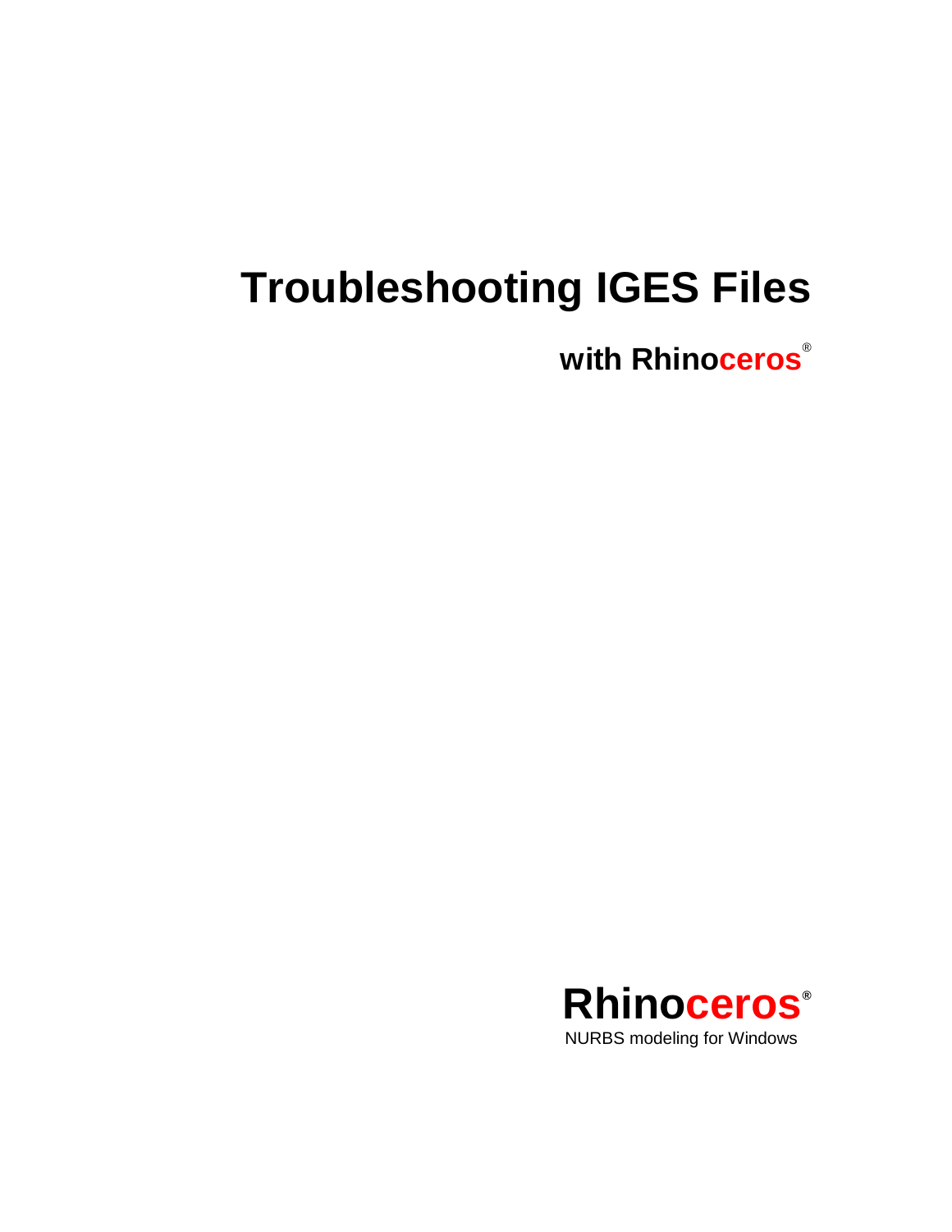# Troubleshooting IGES Files

## with Rhinoceros®

**Rhinoceros®**

NURBS modeling for Windows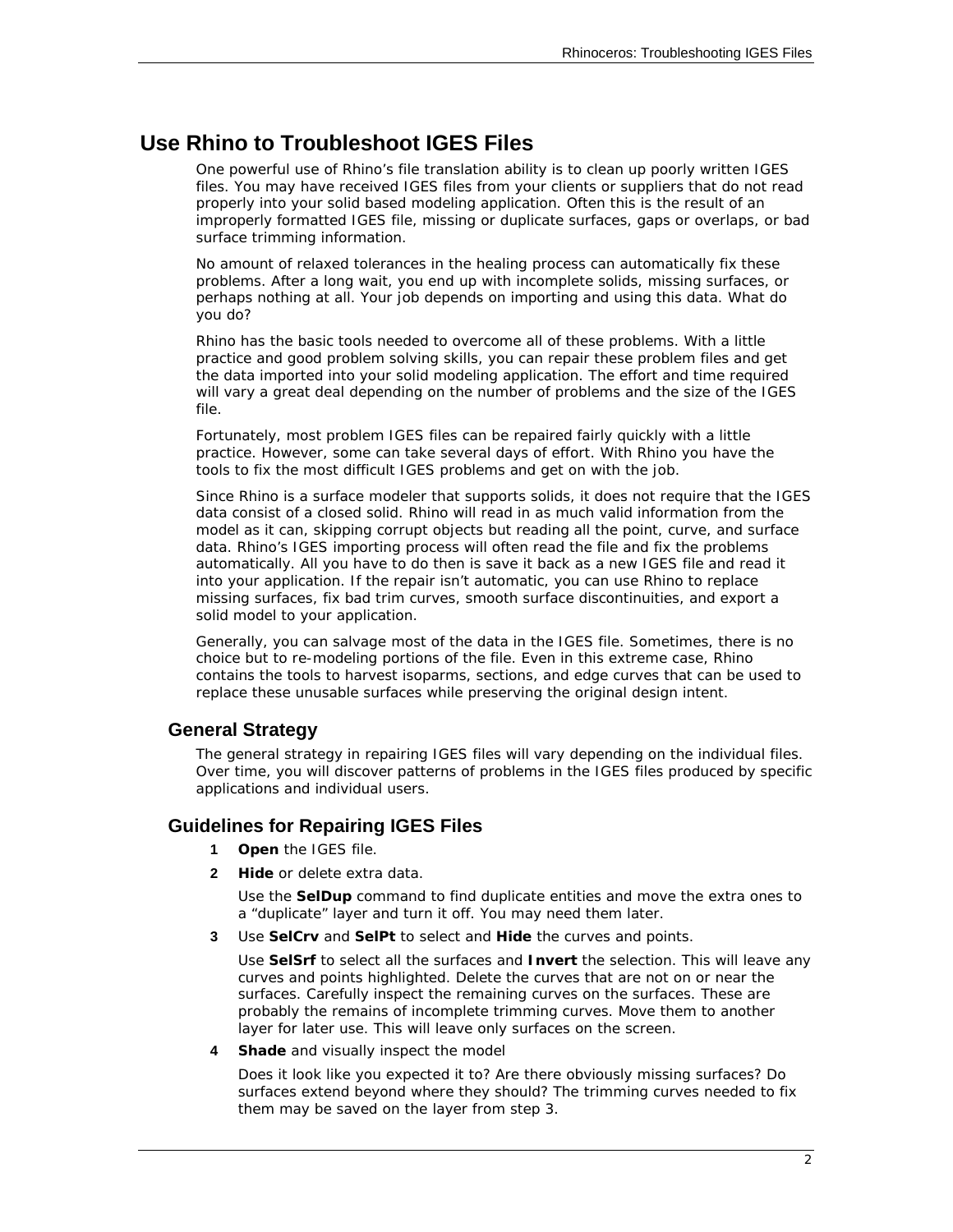# Use Rhino to Troubleshoot IGES Files

One powerful use of Rhino's file translation ability is to clean up poorly written IGES files. You may have received IGES files from your clients or suppliers that do not read properly into your solid based modeling application. Often this is the result of an improperly formatted IGES file, missing or duplicate surfaces, gaps or overlaps, or bad surface trimming information.

No amount of relaxed tolerances in the healing process can automatically fix these problems. After a long wait, you end up with incomplete solids, missing surfaces, or perhaps nothing at all. Your job depends on importing and using this data. What do you do?

Rhino has the basic tools needed to overcome all of these problems. With a little practice and good problem solving skills, you can repair these problem files and get the data imported into your solid modeling application. The effort and time required will vary a great deal depending on the number of problems and the size of the IGES file.

Fortunately, most problem IGES files can be repaired fairly quickly with a little practice. However, some can take several days of effort. With Rhino you have the tools to fix the most difficult IGES problems and get on with the job.

Since Rhino is a surface modeler that supports solids, it does not require that the IGES data consist of a closed solid. Rhino will read in as much valid information from the model as it can, skipping corrupt objects but reading all the point, curve, and surface data. Rhino's IGES importing process will often read the file and fix the problems automatically. All you have to do then is save it back as a new IGES file and read it into your application. If the repair isn't automatic, you can use Rhino to replace missing surfaces, fix bad trim curves, smooth surface discontinuities, and export a solid model to your application.

Generally, you can salvage most of the data in the IGES file. Sometimes, there is no choice but to re-modeling portions of the file. Even in this extreme case, Rhino contains the tools to harvest isoparms, sections, and edge curves that can be used to replace these unusable surfaces while preserving the original design intent.

## General Strategy

The general strategy in repairing IGES files will vary depending on the individual files. Over time, you will discover patterns of problems in the IGES files produced by specific applications and individual users.

## Guidelines for Repairing IGES Files

1. **Open** the IGES file.
2. **Hide** or delete extra data.

   Use the **SelDup** command to find duplicate entities and move the extra ones to a "duplicate" layer and turn it off. You may need them later.
3. Use **SelCrv** and **SelPt** to select and **Hide** the curves and points.

   Use **SelSrf** to select all the surfaces and **Invert** the selection. This will leave any curves and points highlighted. Delete the curves that are not on or near the surfaces. Carefully inspect the remaining curves on the surfaces. These are probably the remains of incomplete trimming curves. Move them to another layer for later use. This will leave only surfaces on the screen.
4. **Shade** and visually inspect the model

   Does it look like you expected it to? Are there obviously missing surfaces? Do surfaces extend beyond where they should? The trimming curves needed to fix them may be saved on the layer from step 3.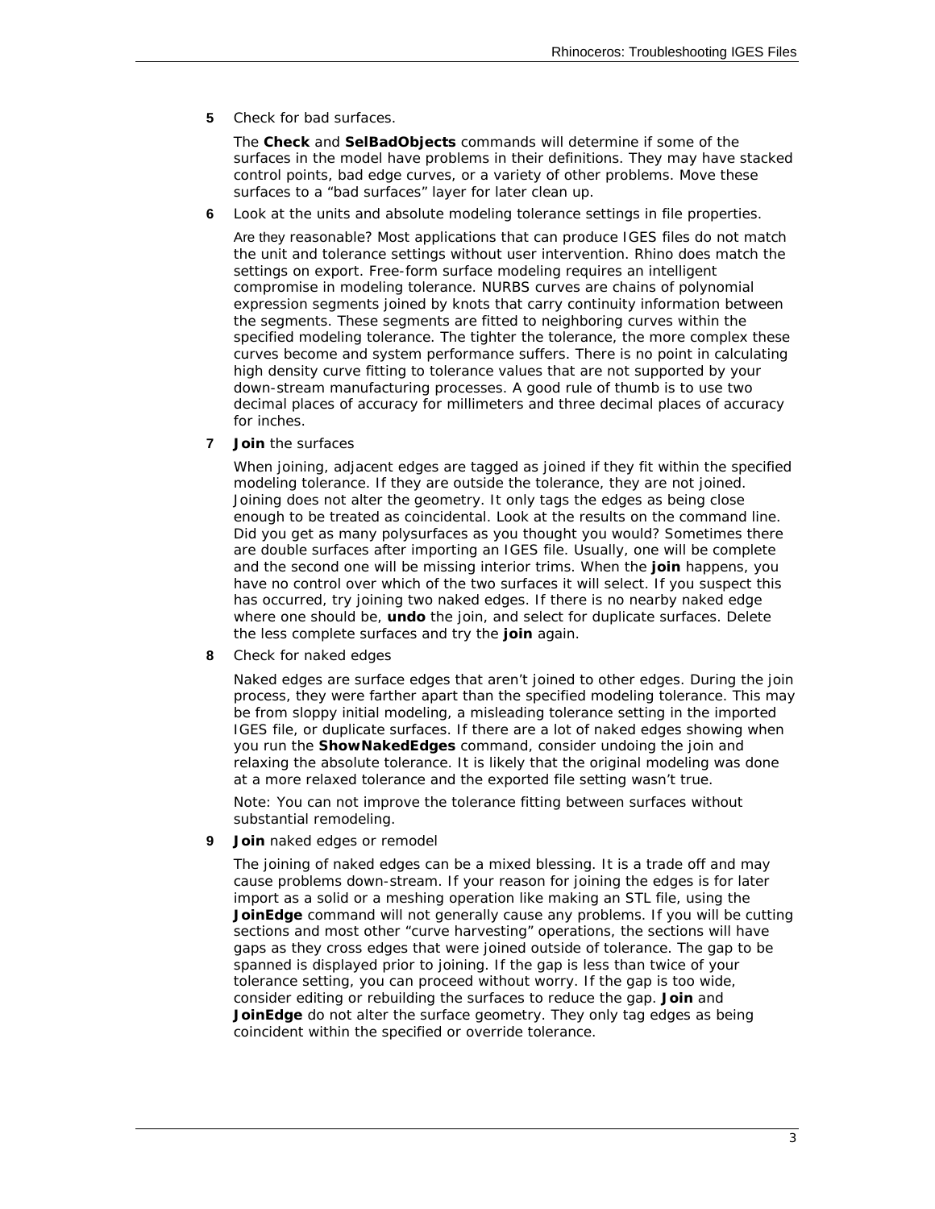**5** Check for bad surfaces.

The **Check** and **SelBadObjects** commands will determine if some of the surfaces in the model have problems in their definitions. They may have stacked control points, bad edge curves, or a variety of other problems. Move these surfaces to a "bad surfaces" layer for later clean up.

**6** Look at the units and absolute modeling tolerance settings in file properties.

Are they reasonable? Most applications that can produce IGES files do not match the unit and tolerance settings without user intervention. Rhino does match the settings on export. Free-form surface modeling requires an intelligent compromise in modeling tolerance. NURBS curves are chains of polynomial expression segments joined by knots that carry continuity information between the segments. These segments are fitted to neighboring curves within the specified modeling tolerance. The tighter the tolerance, the more complex these curves become and system performance suffers. There is no point in calculating high density curve fitting to tolerance values that are not supported by your down-stream manufacturing processes. A good rule of thumb is to use two decimal places of accuracy for millimeters and three decimal places of accuracy for inches.

**7** **Join** the surfaces

When joining, adjacent edges are tagged as joined if they fit within the specified modeling tolerance. If they are outside the tolerance, they are not joined. Joining does not alter the geometry. It only tags the edges as being close enough to be treated as coincidental. Look at the results on the command line. Did you get as many polysurfaces as you thought you would? Sometimes there are double surfaces after importing an IGES file. Usually, one will be complete and the second one will be missing interior trims. When the **join** happens, you have no control over which of the two surfaces it will select. If you suspect this has occurred, try joining two naked edges. If there is no nearby naked edge where one should be, **undo** the join, and select for duplicate surfaces. Delete the less complete surfaces and try the **join** again.

**8** Check for naked edges

Naked edges are surface edges that aren't joined to other edges. During the join process, they were farther apart than the specified modeling tolerance. This may be from sloppy initial modeling, a misleading tolerance setting in the imported IGES file, or duplicate surfaces. If there are a lot of naked edges showing when you run the **ShowNakedEdges** command, consider undoing the join and relaxing the absolute tolerance. It is likely that the original modeling was done at a more relaxed tolerance and the exported file setting wasn't true.

Note: You can not improve the tolerance fitting between surfaces without substantial remodeling.

**9** **Join** naked edges or remodel

The joining of naked edges can be a mixed blessing. It is a trade off and may cause problems down-stream. If your reason for joining the edges is for later import as a solid or a meshing operation like making an STL file, using the **JoinEdge** command will not generally cause any problems. If you will be cutting sections and most other "curve harvesting" operations, the sections will have gaps as they cross edges that were joined outside of tolerance. The gap to be spanned is displayed prior to joining. If the gap is less than twice of your tolerance setting, you can proceed without worry. If the gap is too wide, consider editing or rebuilding the surfaces to reduce the gap. **Join** and **JoinEdge** do not alter the surface geometry. They only tag edges as being coincident within the specified or override tolerance.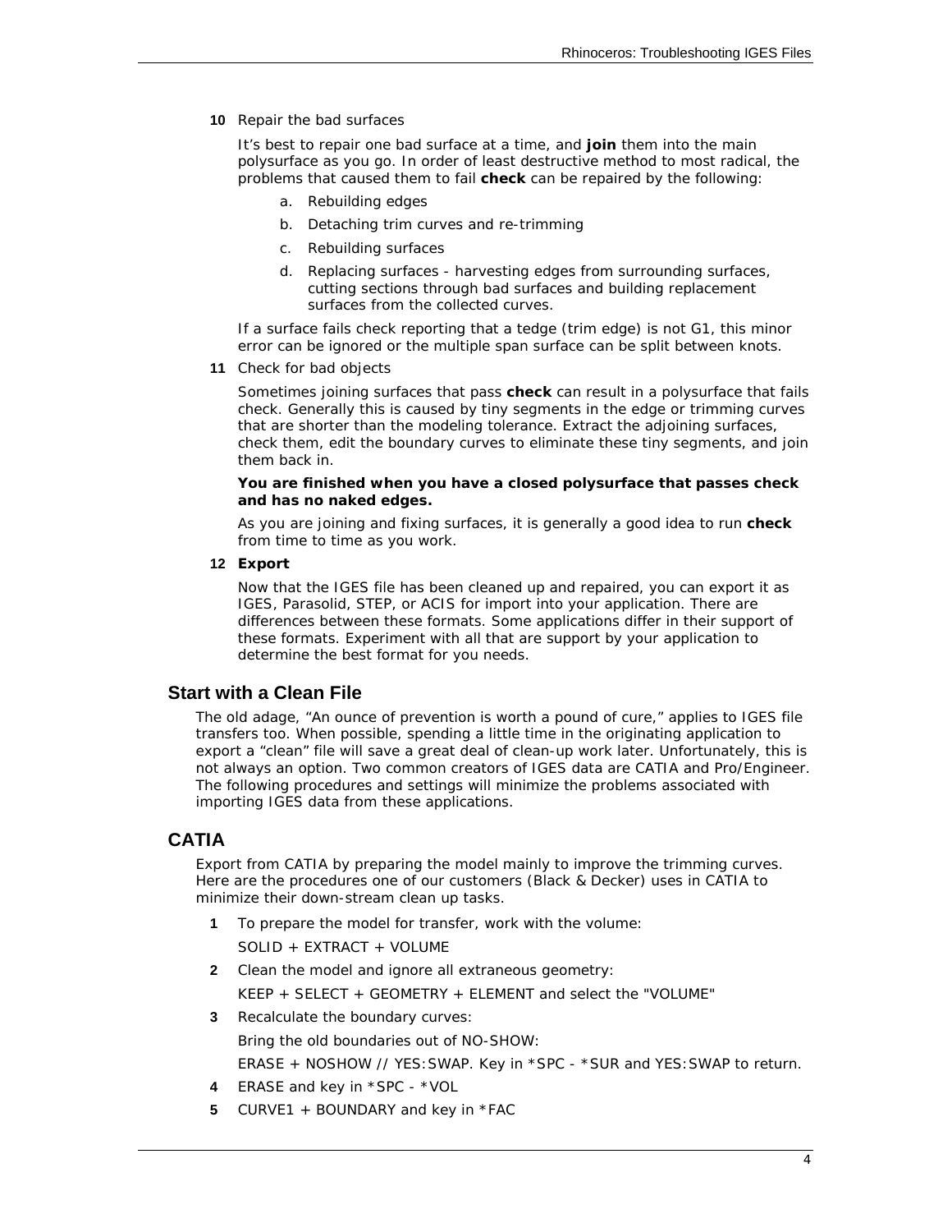**10** Repair the bad surfaces

It's best to repair one bad surface at a time, and **join** them into the main polysurface as you go. In order of least destructive method to most radical, the problems that caused them to fail **check** can be repaired by the following:

a. Rebuilding edges
b. Detaching trim curves and re-trimming
c. Rebuilding surfaces
d. Replacing surfaces - harvesting edges from surrounding surfaces, cutting sections through bad surfaces and building replacement surfaces from the collected curves.

If a surface fails check reporting that a tedge (trim edge) is not G1, this minor error can be ignored or the multiple span surface can be split between knots.

**11** Check for bad objects

Sometimes joining surfaces that pass **check** can result in a polysurface that fails check. Generally this is caused by tiny segments in the edge or trimming curves that are shorter than the modeling tolerance. Extract the adjoining surfaces, check them, edit the boundary curves to eliminate these tiny segments, and join them back in.

**You are finished when you have a closed polysurface that passes check and has no naked edges.**

As you are joining and fixing surfaces, it is generally a good idea to run **check** from time to time as you work.

**12** **Export**

Now that the IGES file has been cleaned up and repaired, you can export it as IGES, Parasolid, STEP, or ACIS for import into your application. There are differences between these formats. Some applications differ in their support of these formats. Experiment with all that are support by your application to determine the best format for you needs.

## Start with a Clean File

The old adage, "An ounce of prevention is worth a pound of cure," applies to IGES file transfers too. When possible, spending a little time in the originating application to export a "clean" file will save a great deal of clean-up work later. Unfortunately, this is not always an option. Two common creators of IGES data are CATIA and Pro/Engineer. The following procedures and settings will minimize the problems associated with importing IGES data from these applications.

## CATIA

Export from CATIA by preparing the model mainly to improve the trimming curves. Here are the procedures one of our customers (Black & Decker) uses in CATIA to minimize their down-stream clean up tasks.

**1** To prepare the model for transfer, work with the volume:

SOLID + EXTRACT + VOLUME

**2** Clean the model and ignore all extraneous geometry:

KEEP + SELECT + GEOMETRY + ELEMENT and select the "VOLUME"

**3** Recalculate the boundary curves:

Bring the old boundaries out of NO-SHOW:

ERASE + NOSHOW // YES:SWAP. Key in *SPC - *SUR and YES:SWAP to return.

**4** ERASE and key in *SPC - *VOL

**5** CURVE1 + BOUNDARY and key in *FAC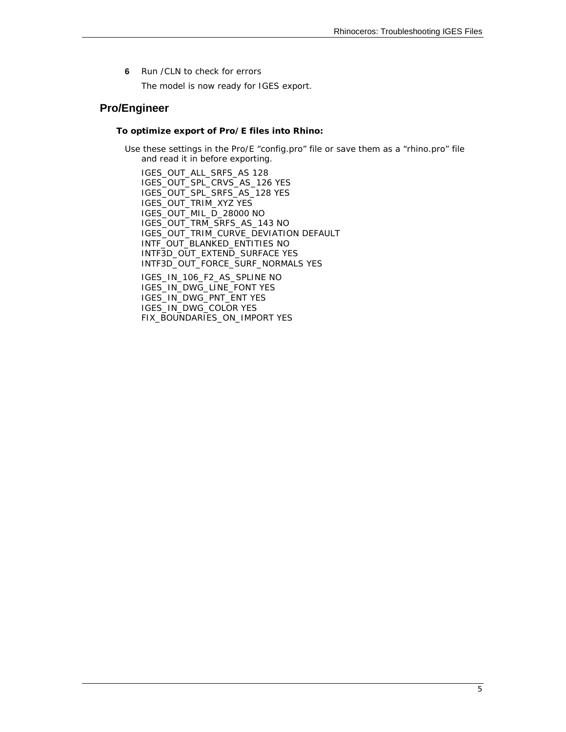6. Run /CLN to check for errors

   The model is now ready for IGES export.

## Pro/Engineer

**To optimize export of Pro/E files into Rhino:**

Use these settings in the Pro/E "config.pro" file or save them as a "rhino.pro" file and read it in before exporting.

```
IGES_OUT_ALL_SRFS_AS 128
IGES_OUT_SPL_CRVS_AS_126 YES
IGES_OUT_SPL_SRFS_AS_128 YES
IGES_OUT_TRIM_XYZ YES
IGES_OUT_MIL_D_28000 NO
IGES_OUT_TRM_SRFS_AS_143 NO
IGES_OUT_TRIM_CURVE_DEVIATION DEFAULT
INTF_OUT_BLANKED_ENTITIES NO
INTF3D_OUT_EXTEND_SURFACE YES
INTF3D_OUT_FORCE_SURF_NORMALS YES

IGES_IN_106_F2_AS_SPLINE NO
IGES_IN_DWG_LINE_FONT YES
IGES_IN_DWG_PNT_ENT YES
IGES_IN_DWG_COLOR YES
FIX_BOUNDARIES_ON_IMPORT YES
```